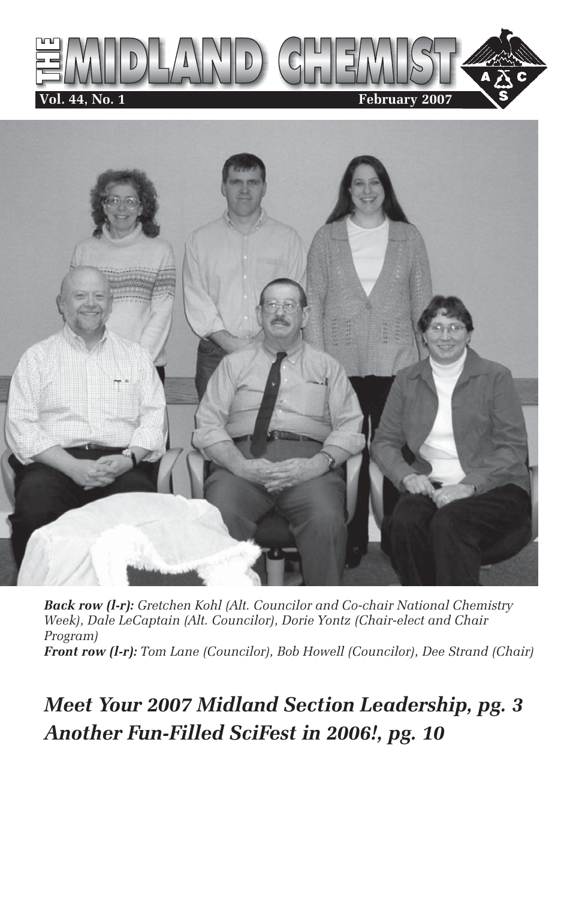# THE MIDLAND CHEMIST

**Vol. 44, No. 1** **February 2007**

***Back row (l-r):*** *Gretchen Kohl (Alt. Councilor and Co-chair National Chemistry Week), Dale LeCaptain (Alt. Councilor), Dorie Yontz (Chair-elect and Chair Program)*

***Front row (l-r):*** *Tom Lane (Councilor), Bob Howell (Councilor), Dee Strand (Chair)*

## *Meet Your 2007 Midland Section Leadership, pg. 3*

## *Another Fun-Filled SciFest in 2006!, pg. 10*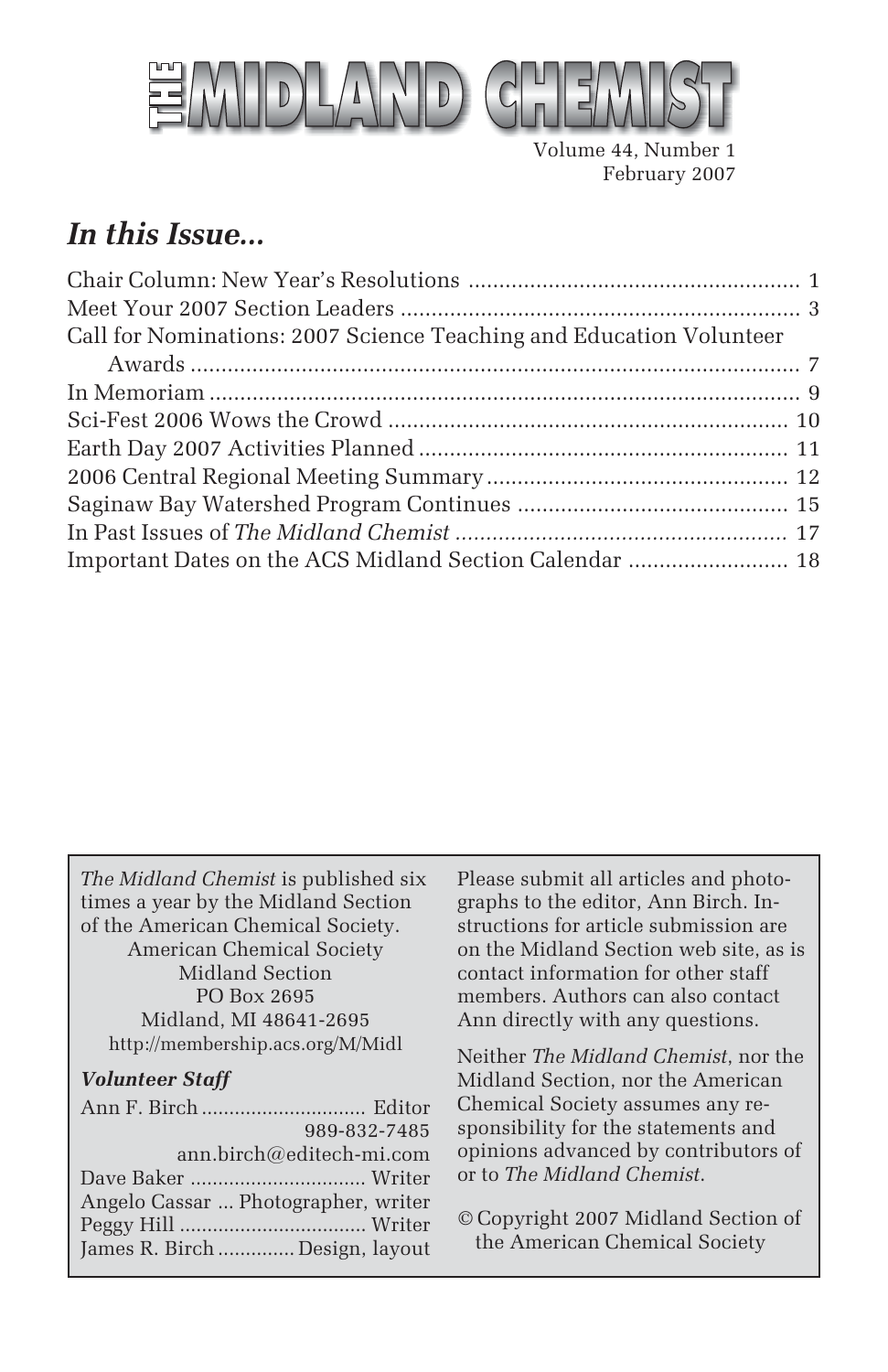# THE MIDLAND CHEMIST

Volume 44, Number 1
February 2007

## *In this Issue...*

| | |
|---|---|
| Chair Column: New Year's Resolutions | 1 |
| Meet Your 2007 Section Leaders | 3 |
| Call for Nominations: 2007 Science Teaching and Education Volunteer Awards | 7 |
| In Memoriam | 9 |
| Sci-Fest 2006 Wows the Crowd | 10 |
| Earth Day 2007 Activities Planned | 11 |
| 2006 Central Regional Meeting Summary | 12 |
| Saginaw Bay Watershed Program Continues | 15 |
| In Past Issues of *The Midland Chemist* | 17 |
| Important Dates on the ACS Midland Section Calendar | 18 |

*The Midland Chemist* is published six times a year by the Midland Section of the American Chemical Society.

American Chemical Society
Midland Section
PO Box 2695
Midland, MI 48641-2695
http://membership.acs.org/M/Midl

### *Volunteer Staff*

Ann F. Birch ... Editor
989-832-7485
ann.birch@editech-mi.com
Dave Baker ... Writer
Angelo Cassar ... Photographer, writer
Peggy Hill ... Writer
James R. Birch ... Design, layout

Please submit all articles and photographs to the editor, Ann Birch. Instructions for article submission are on the Midland Section web site, as is contact information for other staff members. Authors can also contact Ann directly with any questions.

Neither *The Midland Chemist*, nor the Midland Section, nor the American Chemical Society assumes any responsibility for the statements and opinions advanced by contributors of or to *The Midland Chemist*.

© Copyright 2007 Midland Section of the American Chemical Society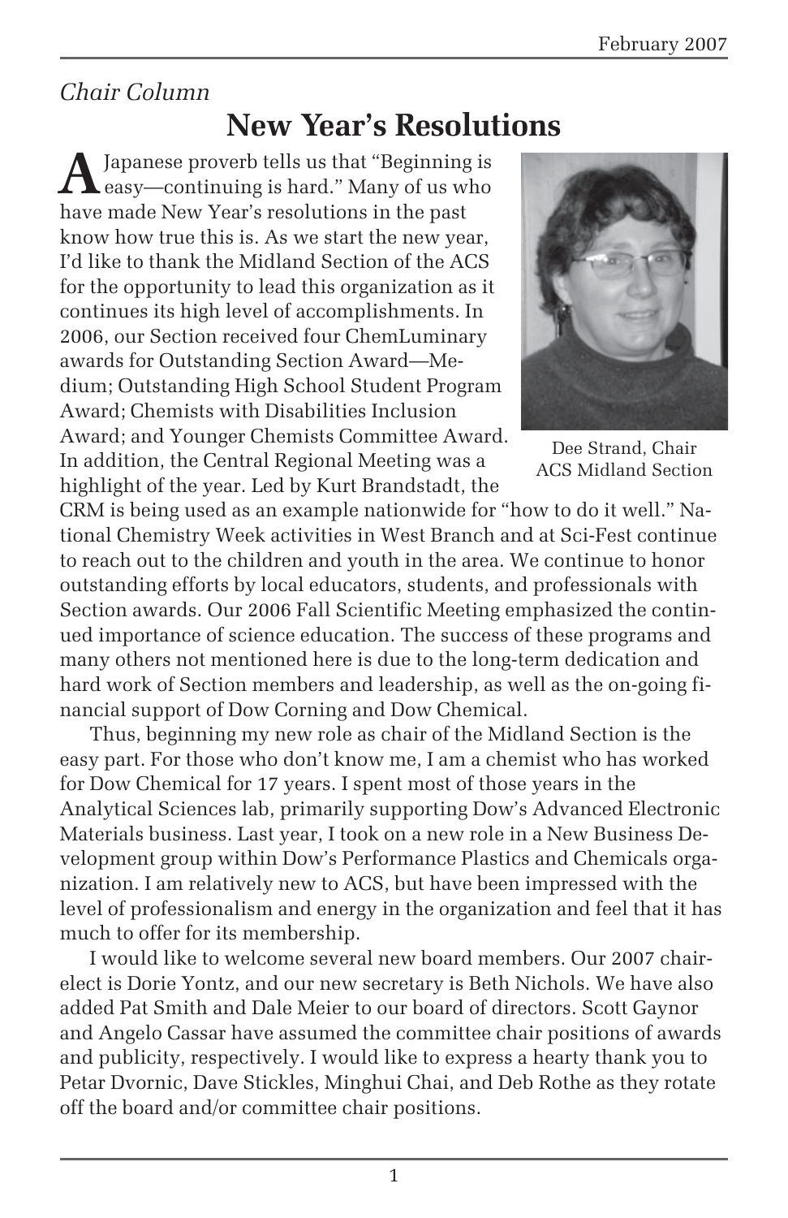*Chair Column*

# New Year's Resolutions

A Japanese proverb tells us that "Beginning is easy—continuing is hard." Many of us who have made New Year's resolutions in the past know how true this is. As we start the new year, I'd like to thank the Midland Section of the ACS for the opportunity to lead this organization as it continues its high level of accomplishments. In 2006, our Section received four ChemLuminary awards for Outstanding Section Award—Medium; Outstanding High School Student Program Award; Chemists with Disabilities Inclusion Award; and Younger Chemists Committee Award. In addition, the Central Regional Meeting was a highlight of the year. Led by Kurt Brandstadt, the CRM is being used as an example nationwide for "how to do it well." National Chemistry Week activities in West Branch and at Sci-Fest continue to reach out to the children and youth in the area. We continue to honor outstanding efforts by local educators, students, and professionals with Section awards. Our 2006 Fall Scientific Meeting emphasized the continued importance of science education. The success of these programs and many others not mentioned here is due to the long-term dedication and hard work of Section members and leadership, as well as the on-going financial support of Dow Corning and Dow Chemical.

Dee Strand, Chair
ACS Midland Section

Thus, beginning my new role as chair of the Midland Section is the easy part. For those who don't know me, I am a chemist who has worked for Dow Chemical for 17 years. I spent most of those years in the Analytical Sciences lab, primarily supporting Dow's Advanced Electronic Materials business. Last year, I took on a new role in a New Business Development group within Dow's Performance Plastics and Chemicals organization. I am relatively new to ACS, but have been impressed with the level of professionalism and energy in the organization and feel that it has much to offer for its membership.

I would like to welcome several new board members. Our 2007 chair-elect is Dorie Yontz, and our new secretary is Beth Nichols. We have also added Pat Smith and Dale Meier to our board of directors. Scott Gaynor and Angelo Cassar have assumed the committee chair positions of awards and publicity, respectively. I would like to express a hearty thank you to Petar Dvornic, Dave Stickles, Minghui Chai, and Deb Rothe as they rotate off the board and/or committee chair positions.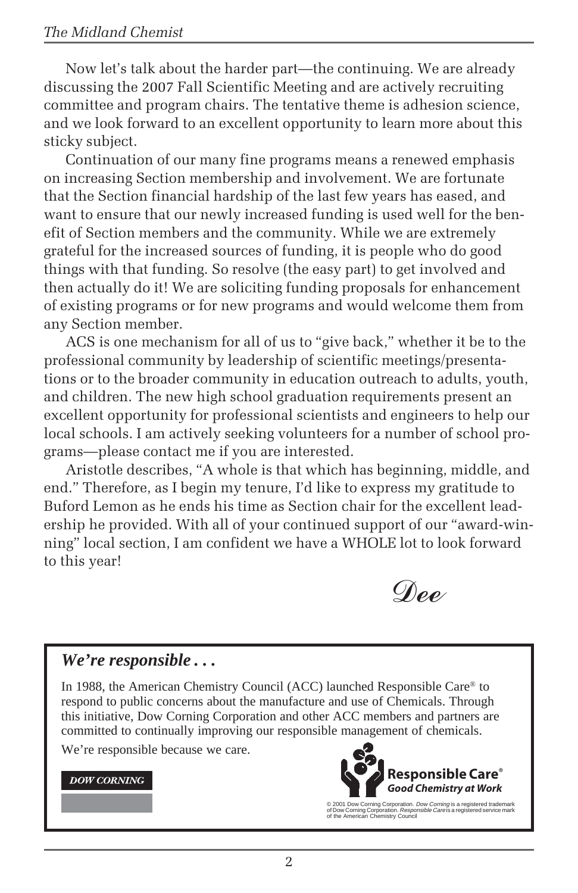Now let's talk about the harder part—the continuing. We are already discussing the 2007 Fall Scientific Meeting and are actively recruiting committee and program chairs. The tentative theme is adhesion science, and we look forward to an excellent opportunity to learn more about this sticky subject.

Continuation of our many fine programs means a renewed emphasis on increasing Section membership and involvement. We are fortunate that the Section financial hardship of the last few years has eased, and want to ensure that our newly increased funding is used well for the benefit of Section members and the community. While we are extremely grateful for the increased sources of funding, it is people who do good things with that funding. So resolve (the easy part) to get involved and then actually do it! We are soliciting funding proposals for enhancement of existing programs or for new programs and would welcome them from any Section member.

ACS is one mechanism for all of us to "give back," whether it be to the professional community by leadership of scientific meetings/presentations or to the broader community in education outreach to adults, youth, and children. The new high school graduation requirements present an excellent opportunity for professional scientists and engineers to help our local schools. I am actively seeking volunteers for a number of school programs—please contact me if you are interested.

Aristotle describes, "A whole is that which has beginning, middle, and end." Therefore, as I begin my tenure, I'd like to express my gratitude to Buford Lemon as he ends his time as Section chair for the excellent leadership he provided. With all of your continued support of our "award-winning" local section, I am confident we have a WHOLE lot to look forward to this year!

*Dee*

---

***We're responsible . . .***

In 1988, the American Chemistry Council (ACC) launched Responsible Care® to respond to public concerns about the manufacture and use of Chemicals. Through this initiative, Dow Corning Corporation and other ACC members and partners are committed to continually improving our responsible management of chemicals.

We're responsible because we care.

**DOW CORNING**

**Responsible Care®**
***Good Chemistry at Work***

© 2001 Dow Corning Corporation. *Dow Corning* is a registered trademark of Dow Corning Corporation. *Responsible Care* is a registered service mark of the American Chemistry Council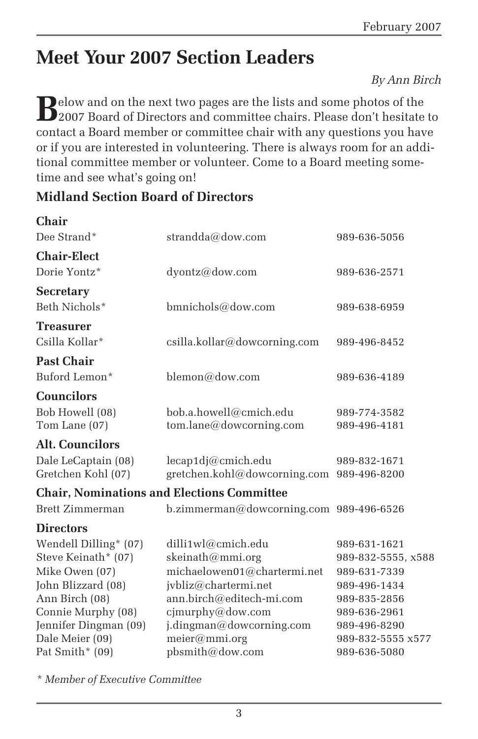# Meet Your 2007 Section Leaders

*By Ann Birch*

Below and on the next two pages are the lists and some photos of the 2007 Board of Directors and committee chairs. Please don't hesitate to contact a Board member or committee chair with any questions you have or if you are interested in volunteering. There is always room for an additional committee member or volunteer. Come to a Board meeting sometime and see what's going on!

## Midland Section Board of Directors

**Chair**

| | | |
|---|---|---|
| Dee Strand* | strandda@dow.com | 989-636-5056 |

**Chair-Elect**

| | | |
|---|---|---|
| Dorie Yontz* | dyontz@dow.com | 989-636-2571 |

**Secretary**

| | | |
|---|---|---|
| Beth Nichols* | bmnichols@dow.com | 989-638-6959 |

**Treasurer**

| | | |
|---|---|---|
| Csilla Kollar* | csilla.kollar@dowcorning.com | 989-496-8452 |

**Past Chair**

| | | |
|---|---|---|
| Buford Lemon* | blemon@dow.com | 989-636-4189 |

**Councilors**

| | | |
|---|---|---|
| Bob Howell (08) | bob.a.howell@cmich.edu | 989-774-3582 |
| Tom Lane (07) | tom.lane@dowcorning.com | 989-496-4181 |

**Alt. Councilors**

| | | |
|---|---|---|
| Dale LeCaptain (08) | lecap1dj@cmich.edu | 989-832-1671 |
| Gretchen Kohl (07) | gretchen.kohl@dowcorning.com | 989-496-8200 |

**Chair, Nominations and Elections Committee**

| | | |
|---|---|---|
| Brett Zimmerman | b.zimmerman@dowcorning.com | 989-496-6526 |

**Directors**

| | | |
|---|---|---|
| Wendell Dilling* (07) | dilli1wl@cmich.edu | 989-631-1621 |
| Steve Keinath* (07) | skeinath@mmi.org | 989-832-5555, x588 |
| Mike Owen (07) | michaelowen01@chartermi.net | 989-631-7339 |
| John Blizzard (08) | jvbliz@chartermi.net | 989-496-1434 |
| Ann Birch (08) | ann.birch@editech-mi.com | 989-835-2856 |
| Connie Murphy (08) | cjmurphy@dow.com | 989-636-2961 |
| Jennifer Dingman (09) | j.dingman@dowcorning.com | 989-496-8290 |
| Dale Meier (09) | meier@mmi.org | 989-832-5555 x577 |
| Pat Smith* (09) | pbsmith@dow.com | 989-636-5080 |

*\* Member of Executive Committee*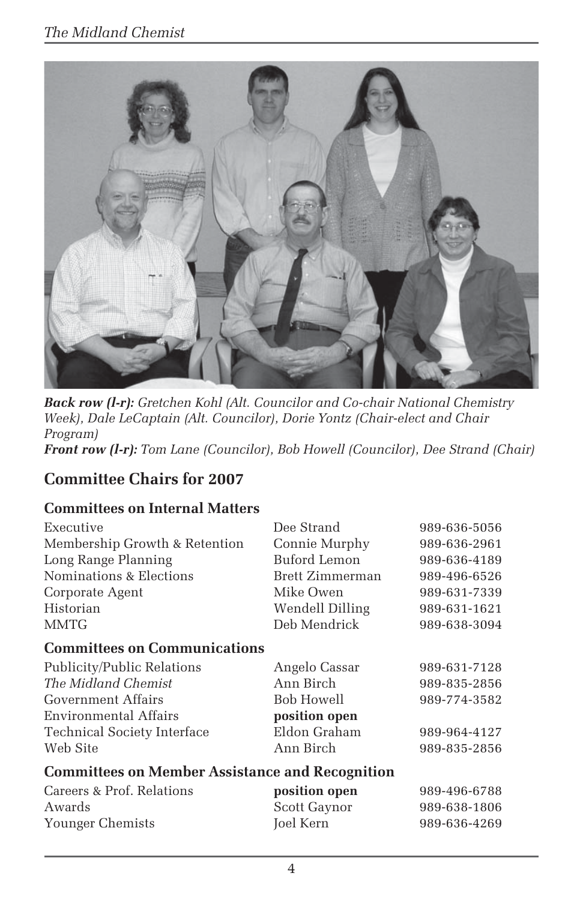***Back row (l-r):*** *Gretchen Kohl (Alt. Councilor and Co-chair National Chemistry Week), Dale LeCaptain (Alt. Councilor), Dorie Yontz (Chair-elect and Chair Program)*
***Front row (l-r):*** *Tom Lane (Councilor), Bob Howell (Councilor), Dee Strand (Chair)*

## Committee Chairs for 2007

### Committees on Internal Matters

| | | |
|---|---|---|
| Executive | Dee Strand | 989-636-5056 |
| Membership Growth & Retention | Connie Murphy | 989-636-2961 |
| Long Range Planning | Buford Lemon | 989-636-4189 |
| Nominations & Elections | Brett Zimmerman | 989-496-6526 |
| Corporate Agent | Mike Owen | 989-631-7339 |
| Historian | Wendell Dilling | 989-631-1621 |
| MMTG | Deb Mendrick | 989-638-3094 |

### Committees on Communications

| | | |
|---|---|---|
| Publicity/Public Relations | Angelo Cassar | 989-631-7128 |
| *The Midland Chemist* | Ann Birch | 989-835-2856 |
| Government Affairs | Bob Howell | 989-774-3582 |
| Environmental Affairs | **position open** | |
| Technical Society Interface | Eldon Graham | 989-964-4127 |
| Web Site | Ann Birch | 989-835-2856 |

### Committees on Member Assistance and Recognition

| | | |
|---|---|---|
| Careers & Prof. Relations | **position open** | 989-496-6788 |
| Awards | Scott Gaynor | 989-638-1806 |
| Younger Chemists | Joel Kern | 989-636-4269 |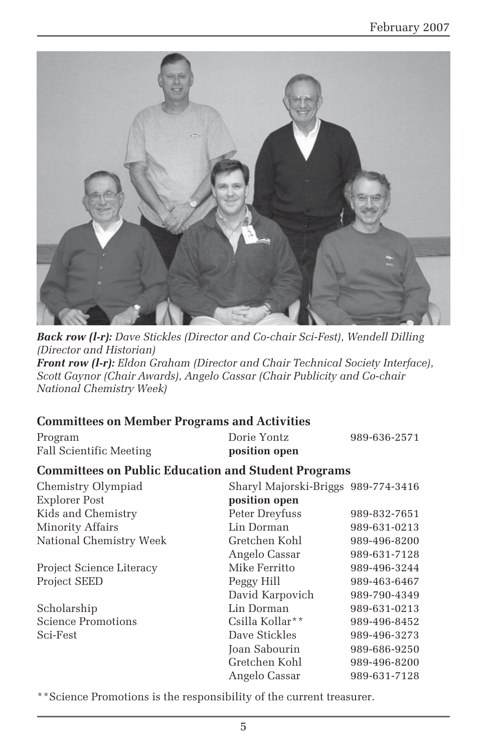***Back row (l-r):*** *Dave Stickles (Director and Co-chair Sci-Fest), Wendell Dilling (Director and Historian)*
***Front row (l-r):*** *Eldon Graham (Director and Chair Technical Society Interface), Scott Gaynor (Chair Awards), Angelo Cassar (Chair Publicity and Co-chair National Chemistry Week)*

### Committees on Member Programs and Activities

| | | |
|---|---|---|
| Program | Dorie Yontz | 989-636-2571 |
| Fall Scientific Meeting | **position open** | |

### Committees on Public Education and Student Programs

| | | |
|---|---|---|
| Chemistry Olympiad | Sharyl Majorski-Briggs | 989-774-3416 |
| Explorer Post | **position open** | |
| Kids and Chemistry | Peter Dreyfuss | 989-832-7651 |
| Minority Affairs | Lin Dorman | 989-631-0213 |
| National Chemistry Week | Gretchen Kohl | 989-496-8200 |
| | Angelo Cassar | 989-631-7128 |
| Project Science Literacy | Mike Ferritto | 989-496-3244 |
| Project SEED | Peggy Hill | 989-463-6467 |
| | David Karpovich | 989-790-4349 |
| Scholarship | Lin Dorman | 989-631-0213 |
| Science Promotions | Csilla Kollar** | 989-496-8452 |
| Sci-Fest | Dave Stickles | 989-496-3273 |
| | Joan Sabourin | 989-686-9250 |
| | Gretchen Kohl | 989-496-8200 |
| | Angelo Cassar | 989-631-7128 |

**Science Promotions is the responsibility of the current treasurer.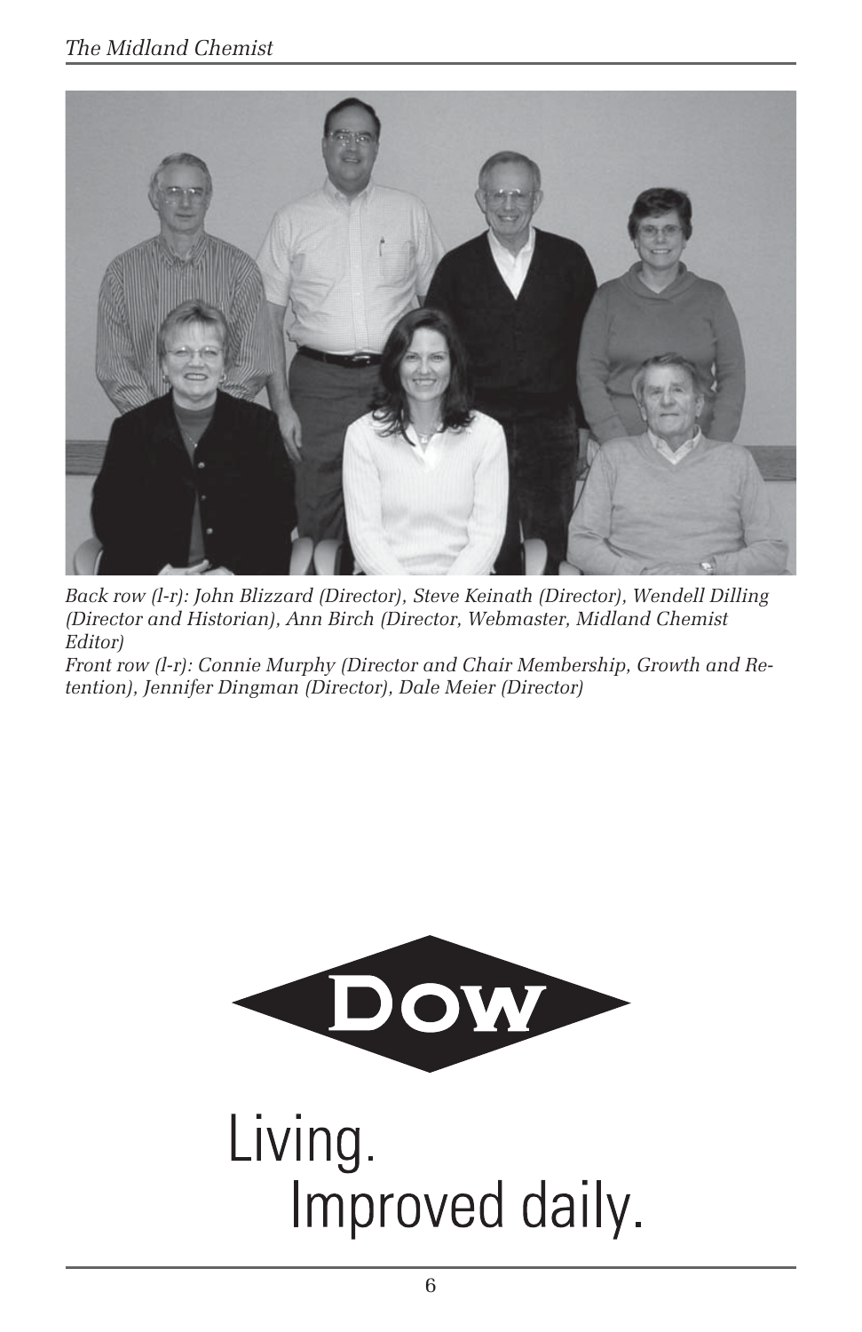Back row (l-r): John Blizzard (Director), Steve Keinath (Director), Wendell Dilling (Director and Historian), Ann Birch (Director, Webmaster, Midland Chemist Editor)

Front row (l-r): Connie Murphy (Director and Chair Membership, Growth and Retention), Jennifer Dingman (Director), Dale Meier (Director)

DOW

Living.
Improved daily.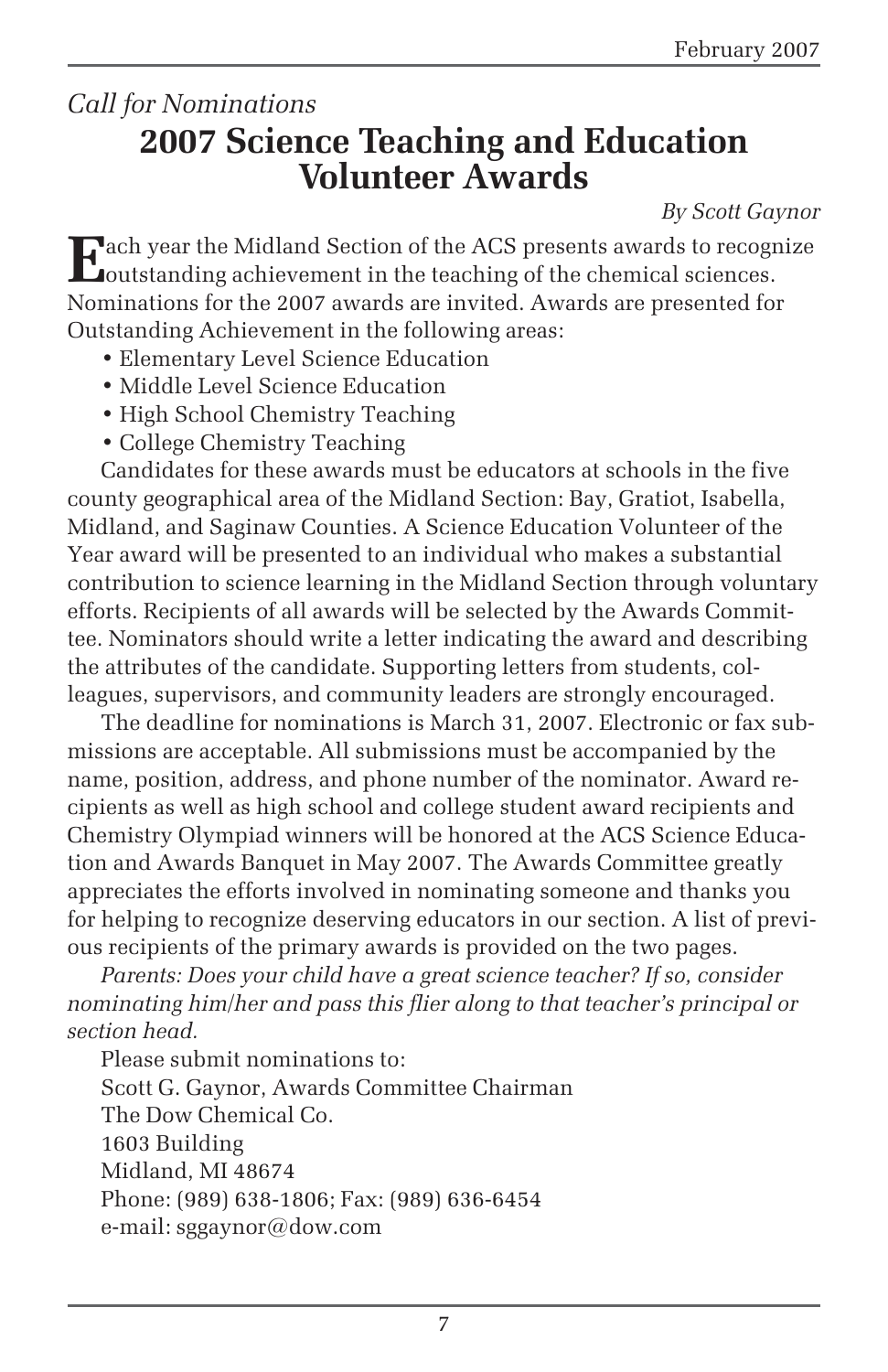*Call for Nominations*

# 2007 Science Teaching and Education Volunteer Awards

*By Scott Gaynor*

Each year the Midland Section of the ACS presents awards to recognize outstanding achievement in the teaching of the chemical sciences. Nominations for the 2007 awards are invited. Awards are presented for Outstanding Achievement in the following areas:

- Elementary Level Science Education
- Middle Level Science Education
- High School Chemistry Teaching
- College Chemistry Teaching

Candidates for these awards must be educators at schools in the five county geographical area of the Midland Section: Bay, Gratiot, Isabella, Midland, and Saginaw Counties. A Science Education Volunteer of the Year award will be presented to an individual who makes a substantial contribution to science learning in the Midland Section through voluntary efforts. Recipients of all awards will be selected by the Awards Committee. Nominators should write a letter indicating the award and describing the attributes of the candidate. Supporting letters from students, colleagues, supervisors, and community leaders are strongly encouraged.

The deadline for nominations is March 31, 2007. Electronic or fax submissions are acceptable. All submissions must be accompanied by the name, position, address, and phone number of the nominator. Award recipients as well as high school and college student award recipients and Chemistry Olympiad winners will be honored at the ACS Science Education and Awards Banquet in May 2007. The Awards Committee greatly appreciates the efforts involved in nominating someone and thanks you for helping to recognize deserving educators in our section. A list of previous recipients of the primary awards is provided on the two pages.

*Parents: Does your child have a great science teacher? If so, consider nominating him/her and pass this flier along to that teacher's principal or section head.*

Please submit nominations to:  
Scott G. Gaynor, Awards Committee Chairman  
The Dow Chemical Co.  
1603 Building  
Midland, MI 48674  
Phone: (989) 638-1806; Fax: (989) 636-6454  
e-mail: sggaynor@dow.com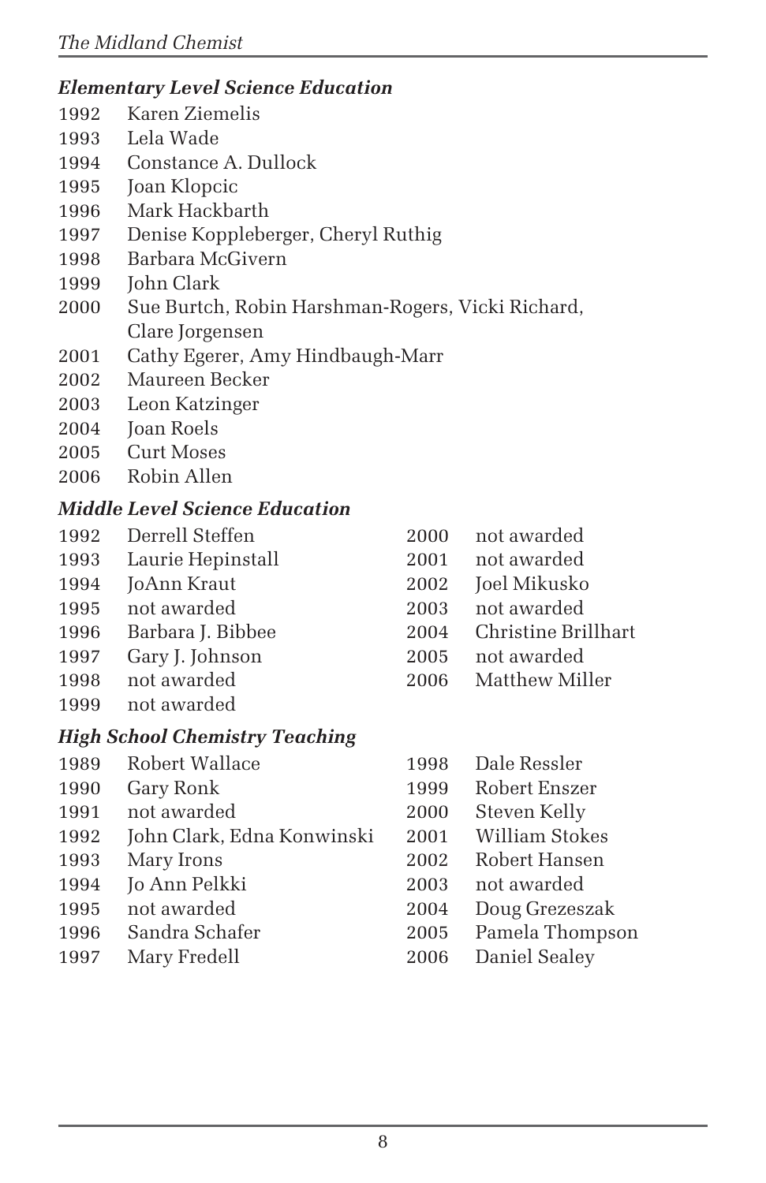### *Elementary Level Science Education*

1992 Karen Ziemelis
1993 Lela Wade
1994 Constance A. Dullock
1995 Joan Klopcic
1996 Mark Hackbarth
1997 Denise Koppleberger, Cheryl Ruthig
1998 Barbara McGivern
1999 John Clark
2000 Sue Burtch, Robin Harshman-Rogers, Vicki Richard, Clare Jorgensen
2001 Cathy Egerer, Amy Hindbaugh-Marr
2002 Maureen Becker
2003 Leon Katzinger
2004 Joan Roels
2005 Curt Moses
2006 Robin Allen

### *Middle Level Science Education*

1992 Derrell Steffen
1993 Laurie Hepinstall
1994 JoAnn Kraut
1995 not awarded
1996 Barbara J. Bibbee
1997 Gary J. Johnson
1998 not awarded
1999 not awarded
2000 not awarded
2001 not awarded
2002 Joel Mikusko
2003 not awarded
2004 Christine Brillhart
2005 not awarded
2006 Matthew Miller

### *High School Chemistry Teaching*

1989 Robert Wallace
1990 Gary Ronk
1991 not awarded
1992 John Clark, Edna Konwinski
1993 Mary Irons
1994 Jo Ann Pelkki
1995 not awarded
1996 Sandra Schafer
1997 Mary Fredell
1998 Dale Ressler
1999 Robert Enszer
2000 Steven Kelly
2001 William Stokes
2002 Robert Hansen
2003 not awarded
2004 Doug Grezeszak
2005 Pamela Thompson
2006 Daniel Sealey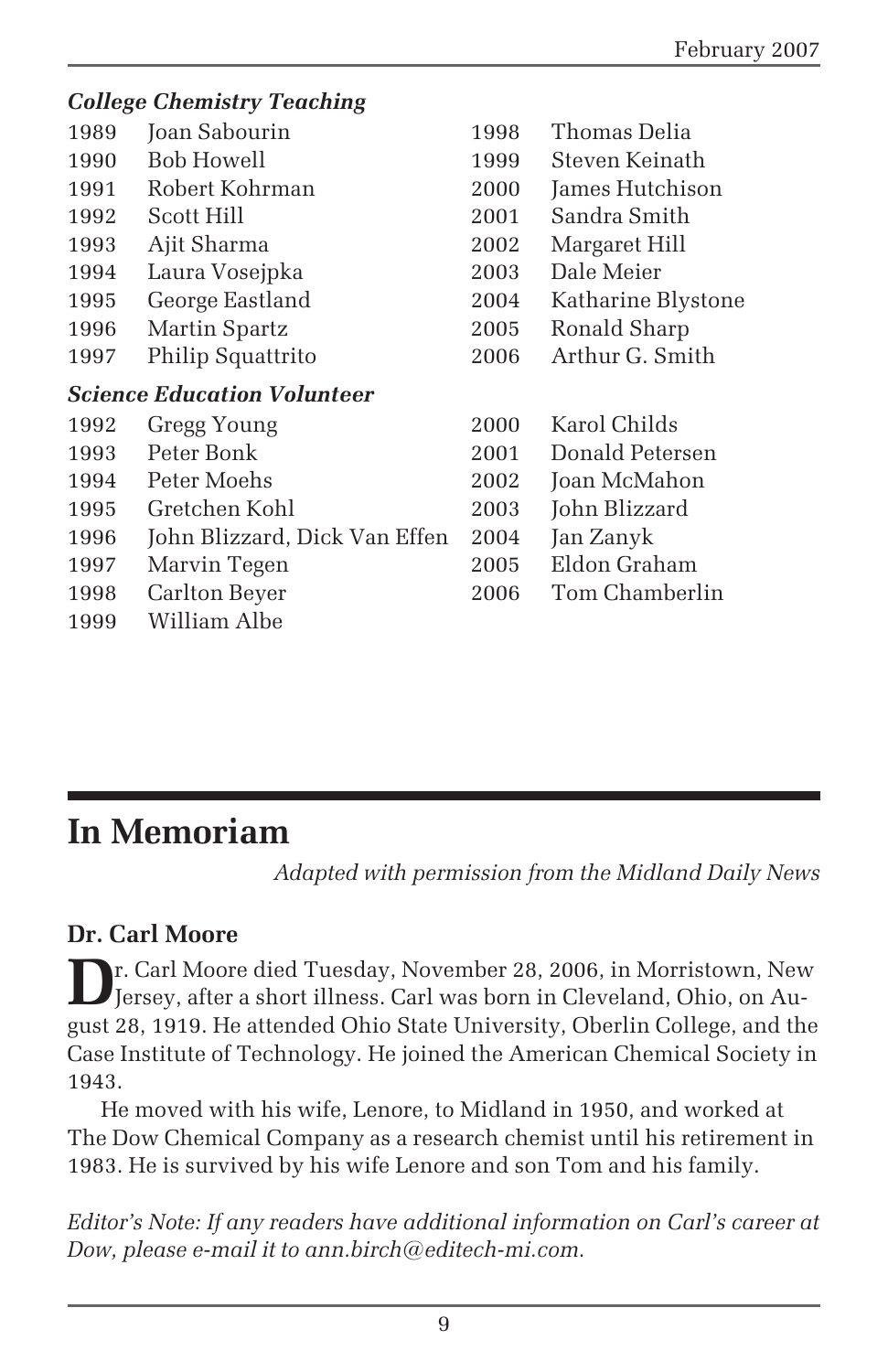### *College Chemistry Teaching*

| | | | |
|---|---|---|---|
| 1989 | Joan Sabourin | 1998 | Thomas Delia |
| 1990 | Bob Howell | 1999 | Steven Keinath |
| 1991 | Robert Kohrman | 2000 | James Hutchison |
| 1992 | Scott Hill | 2001 | Sandra Smith |
| 1993 | Ajit Sharma | 2002 | Margaret Hill |
| 1994 | Laura Vosejpka | 2003 | Dale Meier |
| 1995 | George Eastland | 2004 | Katharine Blystone |
| 1996 | Martin Spartz | 2005 | Ronald Sharp |
| 1997 | Philip Squattrito | 2006 | Arthur G. Smith |

### *Science Education Volunteer*

| | | | |
|---|---|---|---|
| 1992 | Gregg Young | 2000 | Karol Childs |
| 1993 | Peter Bonk | 2001 | Donald Petersen |
| 1994 | Peter Moehs | 2002 | Joan McMahon |
| 1995 | Gretchen Kohl | 2003 | John Blizzard |
| 1996 | John Blizzard, Dick Van Effen | 2004 | Jan Zanyk |
| 1997 | Marvin Tegen | 2005 | Eldon Graham |
| 1998 | Carlton Beyer | 2006 | Tom Chamberlin |
| 1999 | William Albe | | |

# In Memoriam

*Adapted with permission from the Midland Daily News*

## Dr. Carl Moore

Dr. Carl Moore died Tuesday, November 28, 2006, in Morristown, New Jersey, after a short illness. Carl was born in Cleveland, Ohio, on August 28, 1919. He attended Ohio State University, Oberlin College, and the Case Institute of Technology. He joined the American Chemical Society in 1943.

He moved with his wife, Lenore, to Midland in 1950, and worked at The Dow Chemical Company as a research chemist until his retirement in 1983. He is survived by his wife Lenore and son Tom and his family.

*Editor's Note: If any readers have additional information on Carl's career at Dow, please e-mail it to ann.birch@editech-mi.com.*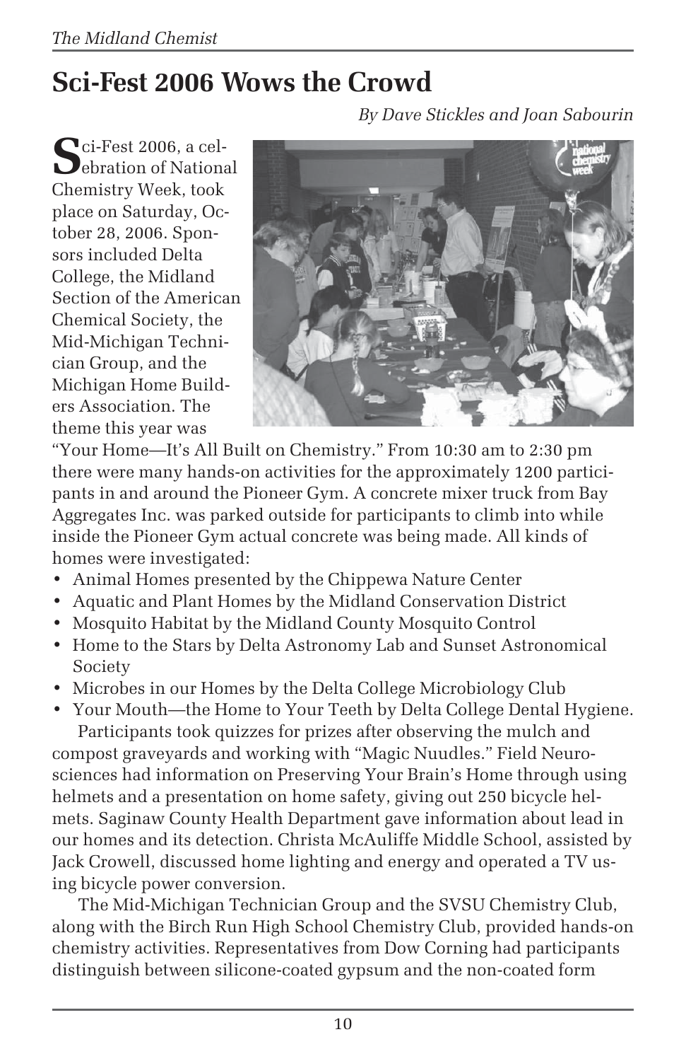# Sci-Fest 2006 Wows the Crowd

*By Dave Stickles and Joan Sabourin*

Sci-Fest 2006, a celebration of National Chemistry Week, took place on Saturday, October 28, 2006. Sponsors included Delta College, the Midland Section of the American Chemical Society, the Mid-Michigan Technician Group, and the Michigan Home Builders Association. The theme this year was "Your Home—It's All Built on Chemistry." From 10:30 am to 2:30 pm there were many hands-on activities for the approximately 1200 participants in and around the Pioneer Gym. A concrete mixer truck from Bay Aggregates Inc. was parked outside for participants to climb into while inside the Pioneer Gym actual concrete was being made. All kinds of homes were investigated:

- Animal Homes presented by the Chippewa Nature Center
- Aquatic and Plant Homes by the Midland Conservation District
- Mosquito Habitat by the Midland County Mosquito Control
- Home to the Stars by Delta Astronomy Lab and Sunset Astronomical Society
- Microbes in our Homes by the Delta College Microbiology Club
- Your Mouth—the Home to Your Teeth by Delta College Dental Hygiene.

Participants took quizzes for prizes after observing the mulch and compost graveyards and working with "Magic Nuudles." Field Neurosciences had information on Preserving Your Brain's Home through using helmets and a presentation on home safety, giving out 250 bicycle helmets. Saginaw County Health Department gave information about lead in our homes and its detection. Christa McAuliffe Middle School, assisted by Jack Crowell, discussed home lighting and energy and operated a TV using bicycle power conversion.

The Mid-Michigan Technician Group and the SVSU Chemistry Club, along with the Birch Run High School Chemistry Club, provided hands-on chemistry activities. Representatives from Dow Corning had participants distinguish between silicone-coated gypsum and the non-coated form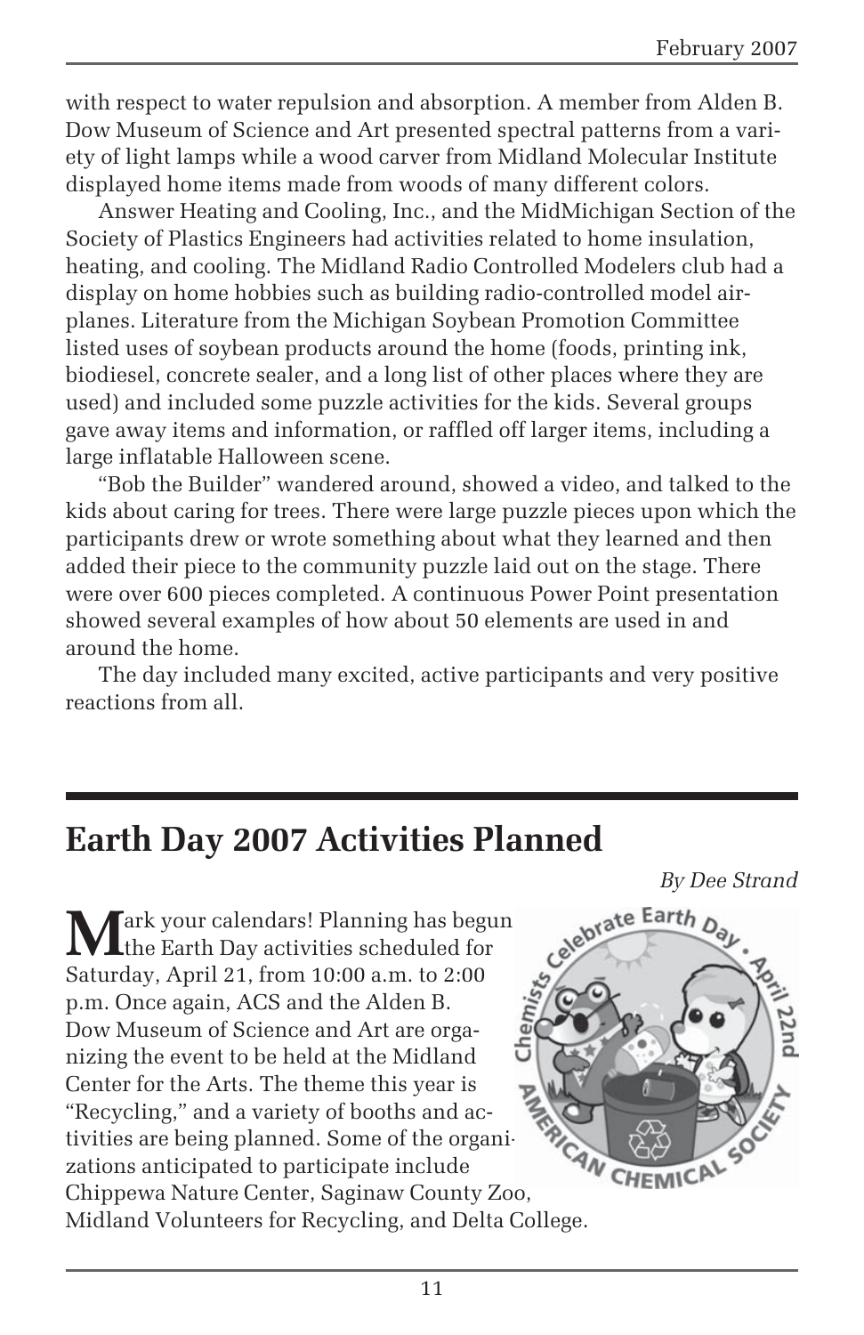with respect to water repulsion and absorption. A member from Alden B. Dow Museum of Science and Art presented spectral patterns from a variety of light lamps while a wood carver from Midland Molecular Institute displayed home items made from woods of many different colors.

Answer Heating and Cooling, Inc., and the MidMichigan Section of the Society of Plastics Engineers had activities related to home insulation, heating, and cooling. The Midland Radio Controlled Modelers club had a display on home hobbies such as building radio-controlled model airplanes. Literature from the Michigan Soybean Promotion Committee listed uses of soybean products around the home (foods, printing ink, biodiesel, concrete sealer, and a long list of other places where they are used) and included some puzzle activities for the kids. Several groups gave away items and information, or raffled off larger items, including a large inflatable Halloween scene.

"Bob the Builder" wandered around, showed a video, and talked to the kids about caring for trees. There were large puzzle pieces upon which the participants drew or wrote something about what they learned and then added their piece to the community puzzle laid out on the stage. There were over 600 pieces completed. A continuous Power Point presentation showed several examples of how about 50 elements are used in and around the home.

The day included many excited, active participants and very positive reactions from all.

## Earth Day 2007 Activities Planned

*By Dee Strand*

Mark your calendars! Planning has begun the Earth Day activities scheduled for Saturday, April 21, from 10:00 a.m. to 2:00 p.m. Once again, ACS and the Alden B. Dow Museum of Science and Art are organizing the event to be held at the Midland Center for the Arts. The theme this year is "Recycling," and a variety of booths and activities are being planned. Some of the organizations anticipated to participate include Chippewa Nature Center, Saginaw County Zoo, Midland Volunteers for Recycling, and Delta College.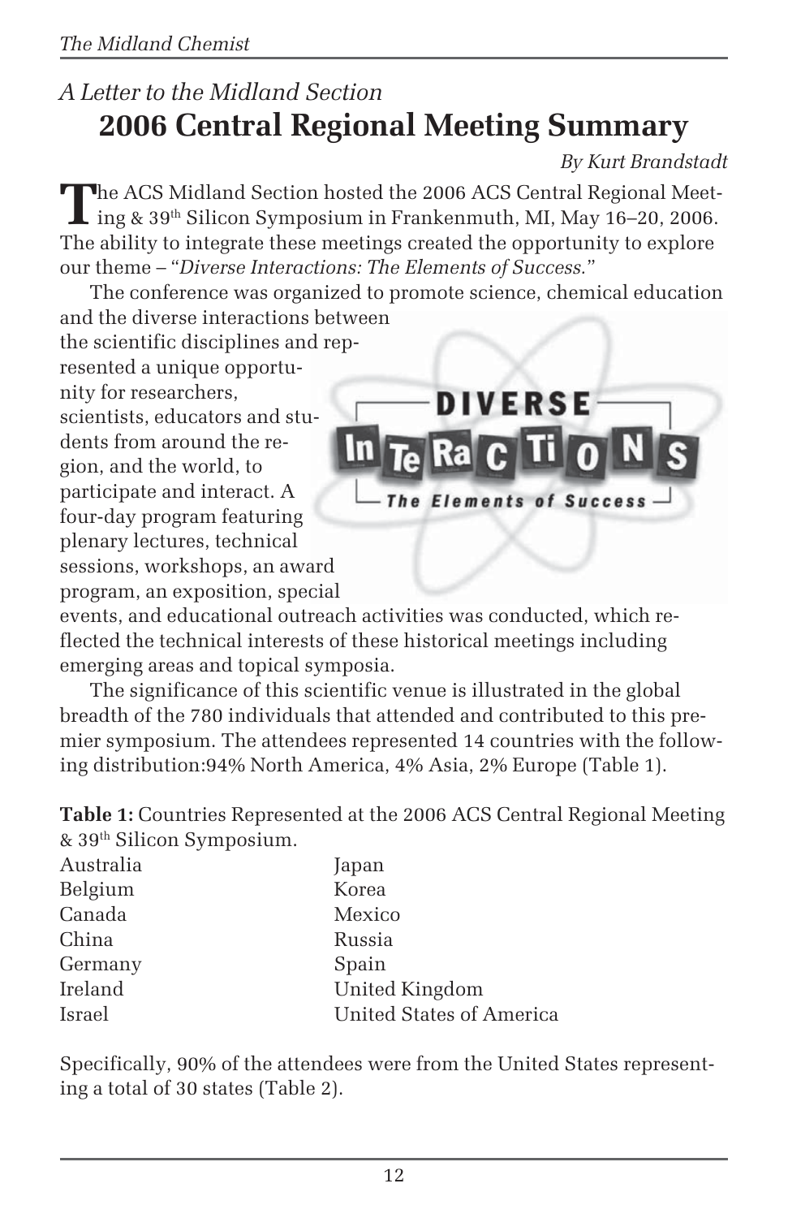*A Letter to the Midland Section*

# 2006 Central Regional Meeting Summary

*By Kurt Brandstadt*

The ACS Midland Section hosted the 2006 ACS Central Regional Meeting & 39th Silicon Symposium in Frankenmuth, MI, May 16–20, 2006. The ability to integrate these meetings created the opportunity to explore our theme – "*Diverse Interactions: The Elements of Success.*"

The conference was organized to promote science, chemical education and the diverse interactions between the scientific disciplines and represented a unique opportunity for researchers, scientists, educators and students from around the region, and the world, to participate and interact. A four-day program featuring plenary lectures, technical sessions, workshops, an award program, an exposition, special events, and educational outreach activities was conducted, which reflected the technical interests of these historical meetings including emerging areas and topical symposia.

The significance of this scientific venue is illustrated in the global breadth of the 780 individuals that attended and contributed to this premier symposium. The attendees represented 14 countries with the following distribution:94% North America, 4% Asia, 2% Europe (Table 1).

**Table 1:** Countries Represented at the 2006 ACS Central Regional Meeting & 39th Silicon Symposium.

| | |
|---|---|
| Australia | Japan |
| Belgium | Korea |
| Canada | Mexico |
| China | Russia |
| Germany | Spain |
| Ireland | United Kingdom |
| Israel | United States of America |

Specifically, 90% of the attendees were from the United States representing a total of 30 states (Table 2).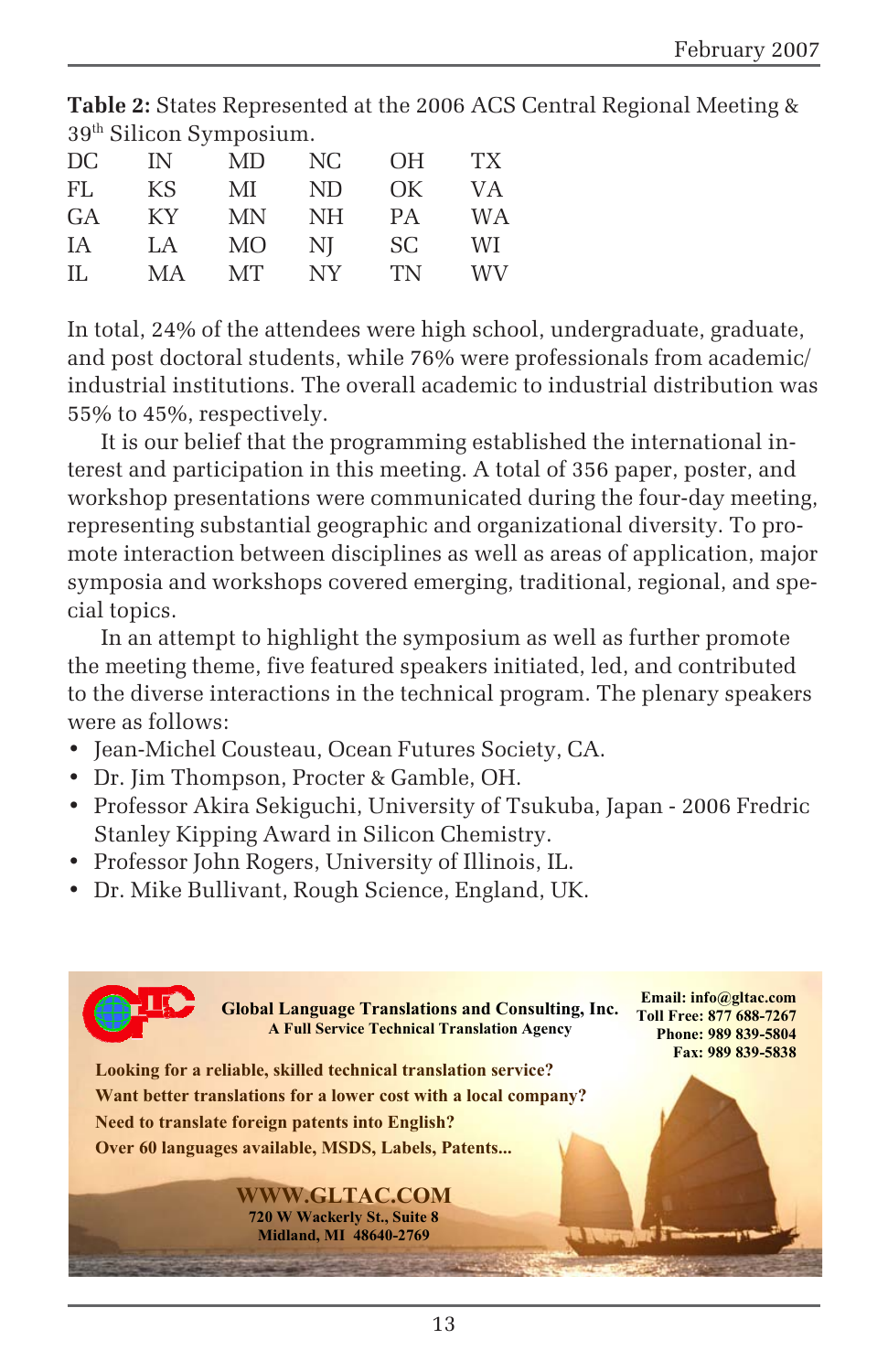**Table 2:** States Represented at the 2006 ACS Central Regional Meeting & 39th Silicon Symposium.

| | | | | | |
|---|---|---|---|---|---|
| DC | IN | MD | NC | OH | TX |
| FL | KS | MI | ND | OK | VA |
| GA | KY | MN | NH | PA | WA |
| IA | LA | MO | NJ | SC | WI |
| IL | MA | MT | NY | TN | WV |

In total, 24% of the attendees were high school, undergraduate, graduate, and post doctoral students, while 76% were professionals from academic/industrial institutions. The overall academic to industrial distribution was 55% to 45%, respectively.

It is our belief that the programming established the international interest and participation in this meeting. A total of 356 paper, poster, and workshop presentations were communicated during the four-day meeting, representing substantial geographic and organizational diversity. To promote interaction between disciplines as well as areas of application, major symposia and workshops covered emerging, traditional, regional, and special topics.

In an attempt to highlight the symposium as well as further promote the meeting theme, five featured speakers initiated, led, and contributed to the diverse interactions in the technical program. The plenary speakers were as follows:

- Jean-Michel Cousteau, Ocean Futures Society, CA.
- Dr. Jim Thompson, Procter & Gamble, OH.
- Professor Akira Sekiguchi, University of Tsukuba, Japan - 2006 Fredric Stanley Kipping Award in Silicon Chemistry.
- Professor John Rogers, University of Illinois, IL.
- Dr. Mike Bullivant, Rough Science, England, UK.

**Global Language Translations and Consulting, Inc.**
**A Full Service Technical Translation Agency**

**Email: info@gltac.com**
**Toll Free: 877 688-7267**
**Phone: 989 839-5804**
**Fax: 989 839-5838**

**Looking for a reliable, skilled technical translation service?**
**Want better translations for a lower cost with a local company?**
**Need to translate foreign patents into English?**
**Over 60 languages available, MSDS, Labels, Patents...**

**WWW.GLTAC.COM**
**720 W Wackerly St., Suite 8**
**Midland, MI 48640-2769**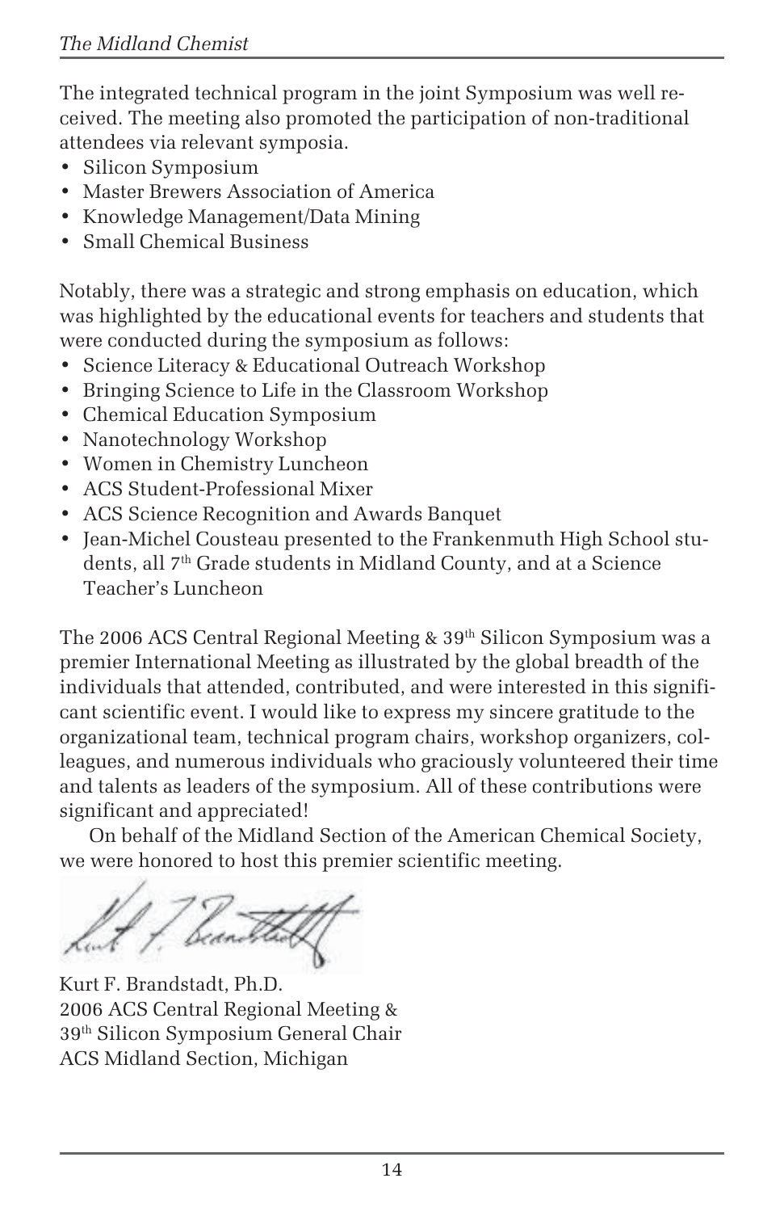The integrated technical program in the joint Symposium was well received. The meeting also promoted the participation of non-traditional attendees via relevant symposia.

- Silicon Symposium
- Master Brewers Association of America
- Knowledge Management/Data Mining
- Small Chemical Business

Notably, there was a strategic and strong emphasis on education, which was highlighted by the educational events for teachers and students that were conducted during the symposium as follows:

- Science Literacy & Educational Outreach Workshop
- Bringing Science to Life in the Classroom Workshop
- Chemical Education Symposium
- Nanotechnology Workshop
- Women in Chemistry Luncheon
- ACS Student-Professional Mixer
- ACS Science Recognition and Awards Banquet
- Jean-Michel Cousteau presented to the Frankenmuth High School students, all 7th Grade students in Midland County, and at a Science Teacher's Luncheon

The 2006 ACS Central Regional Meeting & 39th Silicon Symposium was a premier International Meeting as illustrated by the global breadth of the individuals that attended, contributed, and were interested in this significant scientific event. I would like to express my sincere gratitude to the organizational team, technical program chairs, workshop organizers, colleagues, and numerous individuals who graciously volunteered their time and talents as leaders of the symposium. All of these contributions were significant and appreciated!

On behalf of the Midland Section of the American Chemical Society, we were honored to host this premier scientific meeting.

Kurt F. Brandstadt, Ph.D.
2006 ACS Central Regional Meeting &
39th Silicon Symposium General Chair
ACS Midland Section, Michigan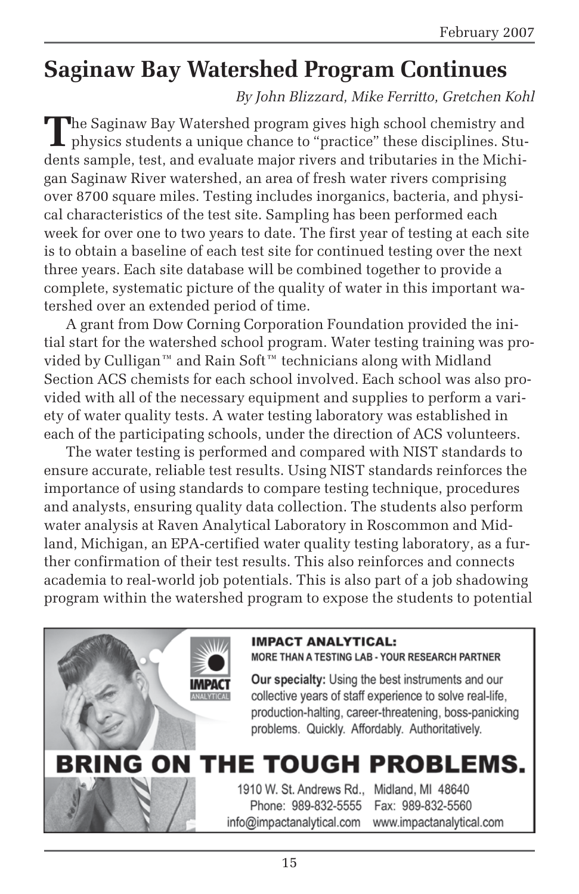# Saginaw Bay Watershed Program Continues

*By John Blizzard, Mike Ferritto, Gretchen Kohl*

The Saginaw Bay Watershed program gives high school chemistry and physics students a unique chance to "practice" these disciplines. Students sample, test, and evaluate major rivers and tributaries in the Michigan Saginaw River watershed, an area of fresh water rivers comprising over 8700 square miles. Testing includes inorganics, bacteria, and physical characteristics of the test site. Sampling has been performed each week for over one to two years to date. The first year of testing at each site is to obtain a baseline of each test site for continued testing over the next three years. Each site database will be combined together to provide a complete, systematic picture of the quality of water in this important watershed over an extended period of time.

A grant from Dow Corning Corporation Foundation provided the initial start for the watershed school program. Water testing training was provided by Culligan™ and Rain Soft™ technicians along with Midland Section ACS chemists for each school involved. Each school was also provided with all of the necessary equipment and supplies to perform a variety of water quality tests. A water testing laboratory was established in each of the participating schools, under the direction of ACS volunteers.

The water testing is performed and compared with NIST standards to ensure accurate, reliable test results. Using NIST standards reinforces the importance of using standards to compare testing technique, procedures and analysts, ensuring quality data collection. The students also perform water analysis at Raven Analytical Laboratory in Roscommon and Midland, Michigan, an EPA-certified water quality testing laboratory, as a further confirmation of their test results. This also reinforces and connects academia to real-world job potentials. This is also part of a job shadowing program within the watershed program to expose the students to potential

**IMPACT ANALYTICAL:**
**MORE THAN A TESTING LAB - YOUR RESEARCH PARTNER**

**Our specialty:** Using the best instruments and our collective years of staff experience to solve real-life, production-halting, career-threatening, boss-panicking problems. Quickly. Affordably. Authoritatively.

**BRING ON THE TOUGH PROBLEMS.**

1910 W. St. Andrews Rd., Midland, MI 48640
Phone: 989-832-5555 Fax: 989-832-5560
info@impactanalytical.com www.impactanalytical.com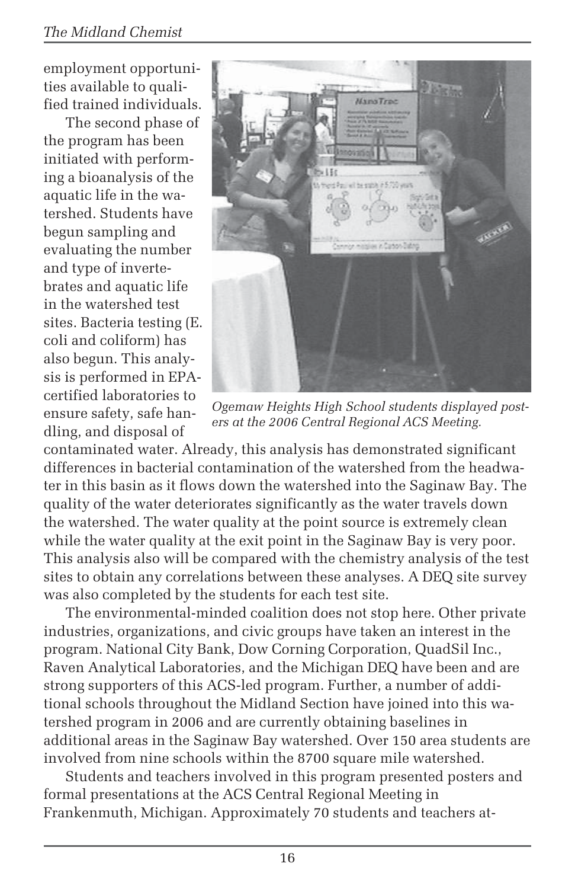employment opportunities available to qualified trained individuals.

The second phase of the program has been initiated with performing a bioanalysis of the aquatic life in the watershed. Students have begun sampling and evaluating the number and type of invertebrates and aquatic life in the watershed test sites. Bacteria testing (E. coli and coliform) has also begun. This analysis is performed in EPA-certified laboratories to ensure safety, safe handling, and disposal of contaminated water. Already, this analysis has demonstrated significant differences in bacterial contamination of the watershed from the headwater in this basin as it flows down the watershed into the Saginaw Bay. The quality of the water deteriorates significantly as the water travels down the watershed. The water quality at the point source is extremely clean while the water quality at the exit point in the Saginaw Bay is very poor. This analysis also will be compared with the chemistry analysis of the test sites to obtain any correlations between these analyses. A DEQ site survey was also completed by the students for each test site.

*Ogemaw Heights High School students displayed posters at the 2006 Central Regional ACS Meeting.*

The environmental-minded coalition does not stop here. Other private industries, organizations, and civic groups have taken an interest in the program. National City Bank, Dow Corning Corporation, QuadSil Inc., Raven Analytical Laboratories, and the Michigan DEQ have been and are strong supporters of this ACS-led program. Further, a number of additional schools throughout the Midland Section have joined into this watershed program in 2006 and are currently obtaining baselines in additional areas in the Saginaw Bay watershed. Over 150 area students are involved from nine schools within the 8700 square mile watershed.

Students and teachers involved in this program presented posters and formal presentations at the ACS Central Regional Meeting in Frankenmuth, Michigan. Approximately 70 students and teachers at-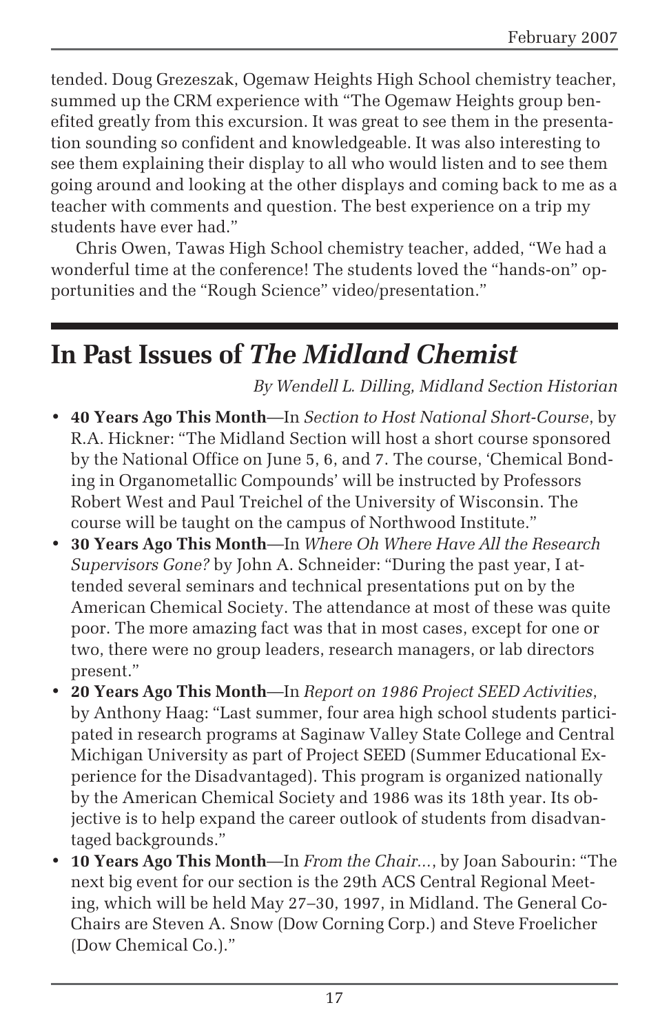tended. Doug Grezeszak, Ogemaw Heights High School chemistry teacher, summed up the CRM experience with "The Ogemaw Heights group benefited greatly from this excursion. It was great to see them in the presentation sounding so confident and knowledgeable. It was also interesting to see them explaining their display to all who would listen and to see them going around and looking at the other displays and coming back to me as a teacher with comments and question. The best experience on a trip my students have ever had."

Chris Owen, Tawas High School chemistry teacher, added, "We had a wonderful time at the conference! The students loved the "hands-on" opportunities and the "Rough Science" video/presentation."

## In Past Issues of *The Midland Chemist*

*By Wendell L. Dilling, Midland Section Historian*

- **40 Years Ago This Month**—In *Section to Host National Short-Course*, by R.A. Hickner: "The Midland Section will host a short course sponsored by the National Office on June 5, 6, and 7. The course, 'Chemical Bonding in Organometallic Compounds' will be instructed by Professors Robert West and Paul Treichel of the University of Wisconsin. The course will be taught on the campus of Northwood Institute."
- **30 Years Ago This Month**—In *Where Oh Where Have All the Research Supervisors Gone?* by John A. Schneider: "During the past year, I attended several seminars and technical presentations put on by the American Chemical Society. The attendance at most of these was quite poor. The more amazing fact was that in most cases, except for one or two, there were no group leaders, research managers, or lab directors present."
- **20 Years Ago This Month**—In *Report on 1986 Project SEED Activities*, by Anthony Haag: "Last summer, four area high school students participated in research programs at Saginaw Valley State College and Central Michigan University as part of Project SEED (Summer Educational Experience for the Disadvantaged). This program is organized nationally by the American Chemical Society and 1986 was its 18th year. Its objective is to help expand the career outlook of students from disadvantaged backgrounds."
- **10 Years Ago This Month**—In *From the Chair...*, by Joan Sabourin: "The next big event for our section is the 29th ACS Central Regional Meeting, which will be held May 27–30, 1997, in Midland. The General Co-Chairs are Steven A. Snow (Dow Corning Corp.) and Steve Froelicher (Dow Chemical Co.)."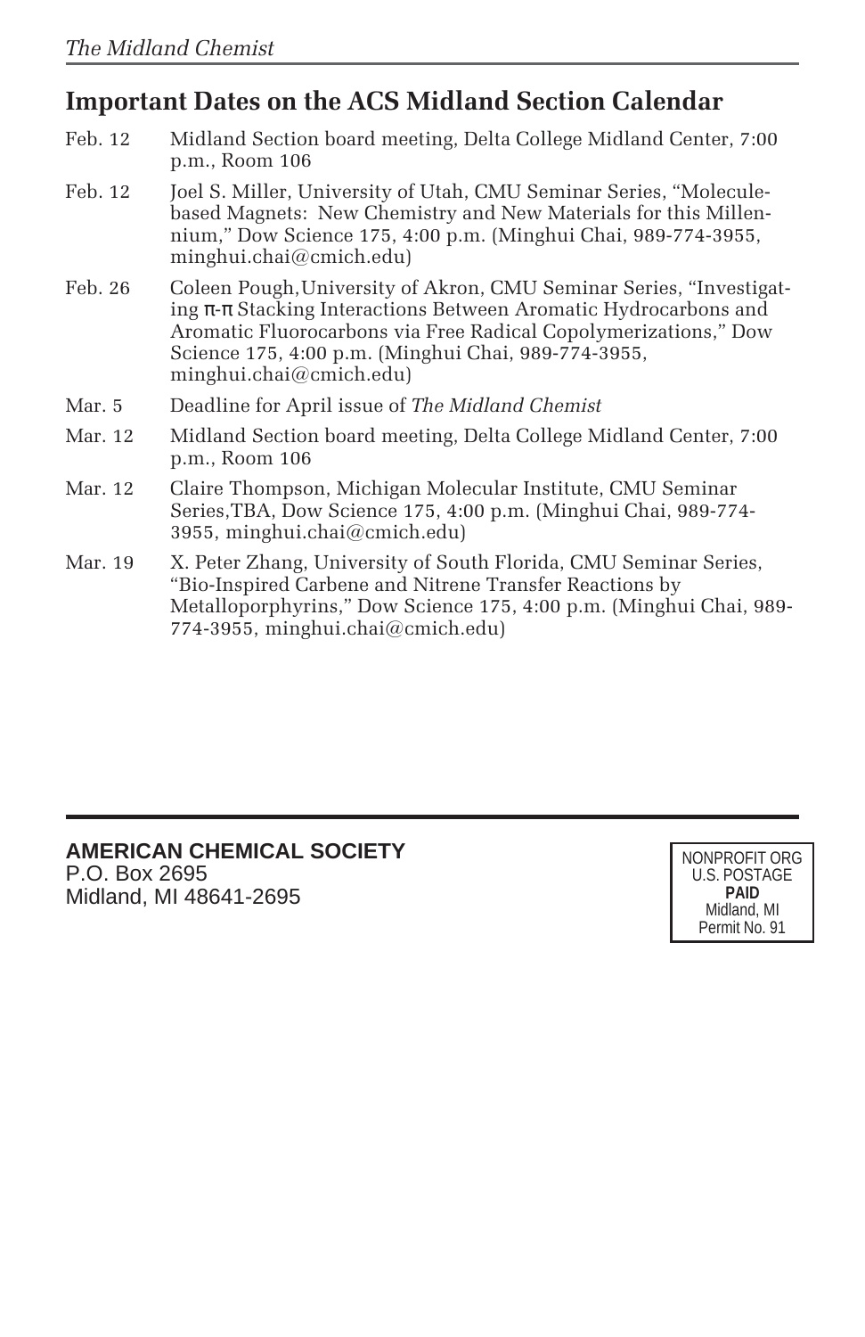## Important Dates on the ACS Midland Section Calendar

| | |
|---|---|
| Feb. 12 | Midland Section board meeting, Delta College Midland Center, 7:00 p.m., Room 106 |
| Feb. 12 | Joel S. Miller, University of Utah, CMU Seminar Series, "Molecule-based Magnets: New Chemistry and New Materials for this Millennium," Dow Science 175, 4:00 p.m. (Minghui Chai, 989-774-3955, minghui.chai@cmich.edu) |
| Feb. 26 | Coleen Pough, University of Akron, CMU Seminar Series, "Investigating π-π Stacking Interactions Between Aromatic Hydrocarbons and Aromatic Fluorocarbons via Free Radical Copolymerizations," Dow Science 175, 4:00 p.m. (Minghui Chai, 989-774-3955, minghui.chai@cmich.edu) |
| Mar. 5 | Deadline for April issue of *The Midland Chemist* |
| Mar. 12 | Midland Section board meeting, Delta College Midland Center, 7:00 p.m., Room 106 |
| Mar. 12 | Claire Thompson, Michigan Molecular Institute, CMU Seminar Series, TBA, Dow Science 175, 4:00 p.m. (Minghui Chai, 989-774-3955, minghui.chai@cmich.edu) |
| Mar. 19 | X. Peter Zhang, University of South Florida, CMU Seminar Series, "Bio-Inspired Carbene and Nitrene Transfer Reactions by Metalloporphyrins," Dow Science 175, 4:00 p.m. (Minghui Chai, 989-774-3955, minghui.chai@cmich.edu) |

---

**AMERICAN CHEMICAL SOCIETY**
P.O. Box 2695
Midland, MI 48641-2695

NONPROFIT ORG
U.S. POSTAGE
**PAID**
Midland, MI
Permit No. 91